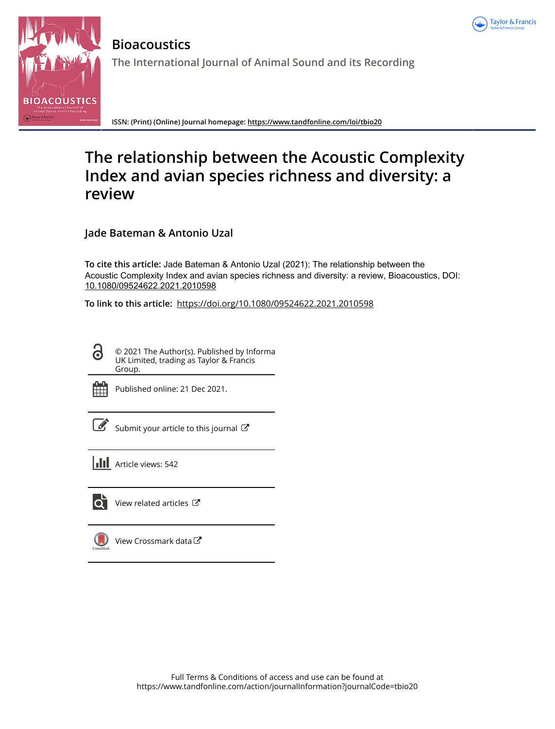# Bioacoustics

The International Journal of Animal Sound and its Recording

ISSN: (Print) (Online) Journal homepage: https://www.tandfonline.com/loi/tbio20

# The relationship between the Acoustic Complexity Index and avian species richness and diversity: a review

Jade Bateman & Antonio Uzal

**To cite this article:** Jade Bateman & Antonio Uzal (2021): The relationship between the Acoustic Complexity Index and avian species richness and diversity: a review, Bioacoustics, DOI: 10.1080/09524622.2021.2010598

**To link to this article:** https://doi.org/10.1080/09524622.2021.2010598

© 2021 The Author(s). Published by Informa UK Limited, trading as Taylor & Francis Group.

Published online: 21 Dec 2021.

Submit your article to this journal

Article views: 542

View related articles

View Crossmark data

Full Terms & Conditions of access and use can be found at
https://www.tandfonline.com/action/journalInformation?journalCode=tbio20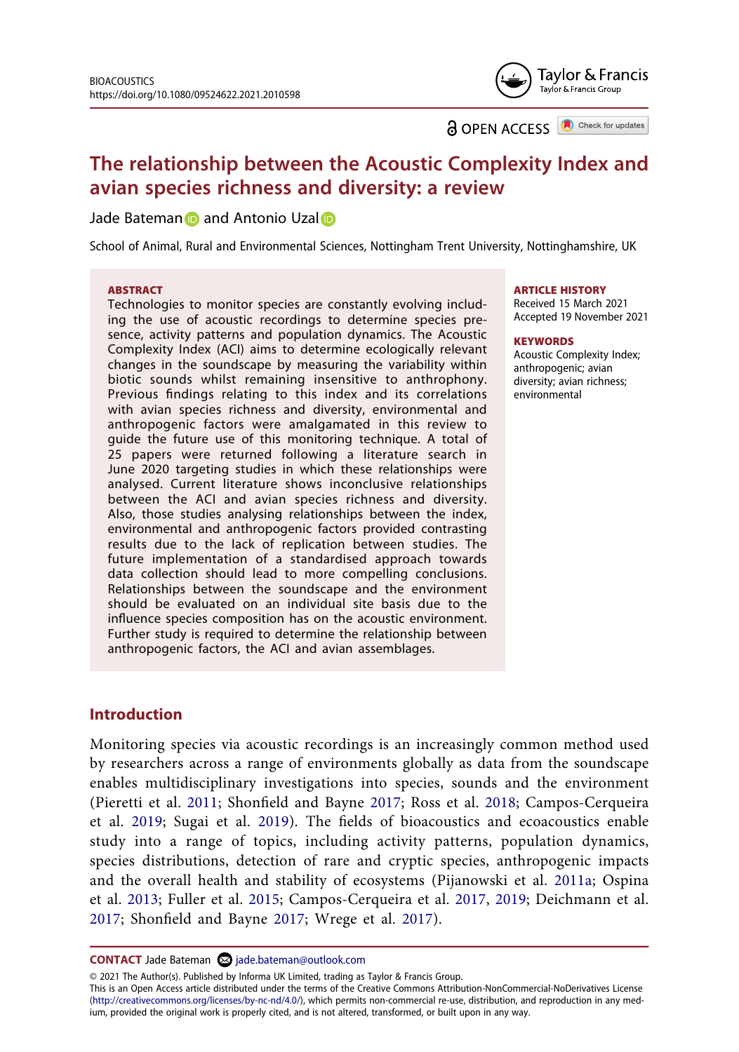BIOACOUSTICS
https://doi.org/10.1080/09524622.2021.2010598

OPEN ACCESS

# The relationship between the Acoustic Complexity Index and avian species richness and diversity: a review

Jade Bateman and Antonio Uzal

School of Animal, Rural and Environmental Sciences, Nottingham Trent University, Nottinghamshire, UK

**ABSTRACT**

Technologies to monitor species are constantly evolving including the use of acoustic recordings to determine species presence, activity patterns and population dynamics. The Acoustic Complexity Index (ACI) aims to determine ecologically relevant changes in the soundscape by measuring the variability within biotic sounds whilst remaining insensitive to anthrophony. Previous findings relating to this index and its correlations with avian species richness and diversity, environmental and anthropogenic factors were amalgamated in this review to guide the future use of this monitoring technique. A total of 25 papers were returned following a literature search in June 2020 targeting studies in which these relationships were analysed. Current literature shows inconclusive relationships between the ACI and avian species richness and diversity. Also, those studies analysing relationships between the index, environmental and anthropogenic factors provided contrasting results due to the lack of replication between studies. The future implementation of a standardised approach towards data collection should lead to more compelling conclusions. Relationships between the soundscape and the environment should be evaluated on an individual site basis due to the influence species composition has on the acoustic environment. Further study is required to determine the relationship between anthropogenic factors, the ACI and avian assemblages.

**ARTICLE HISTORY**
Received 15 March 2021
Accepted 19 November 2021

**KEYWORDS**
Acoustic Complexity Index; anthropogenic; avian diversity; avian richness; environmental

## Introduction

Monitoring species via acoustic recordings is an increasingly common method used by researchers across a range of environments globally as data from the soundscape enables multidisciplinary investigations into species, sounds and the environment (Pieretti et al. 2011; Shonfield and Bayne 2017; Ross et al. 2018; Campos-Cerqueira et al. 2019; Sugai et al. 2019). The fields of bioacoustics and ecoacoustics enable study into a range of topics, including activity patterns, population dynamics, species distributions, detection of rare and cryptic species, anthropogenic impacts and the overall health and stability of ecosystems (Pijanowski et al. 2011a; Ospina et al. 2013; Fuller et al. 2015; Campos-Cerqueira et al. 2017, 2019; Deichmann et al. 2017; Shonfield and Bayne 2017; Wrege et al. 2017).

**CONTACT** Jade Bateman jade.bateman@outlook.com

© 2021 The Author(s). Published by Informa UK Limited, trading as Taylor & Francis Group.
This is an Open Access article distributed under the terms of the Creative Commons Attribution-NonCommercial-NoDerivatives License (http://creativecommons.org/licenses/by-nc-nd/4.0/), which permits non-commercial re-use, distribution, and reproduction in any medium, provided the original work is properly cited, and is not altered, transformed, or built upon in any way.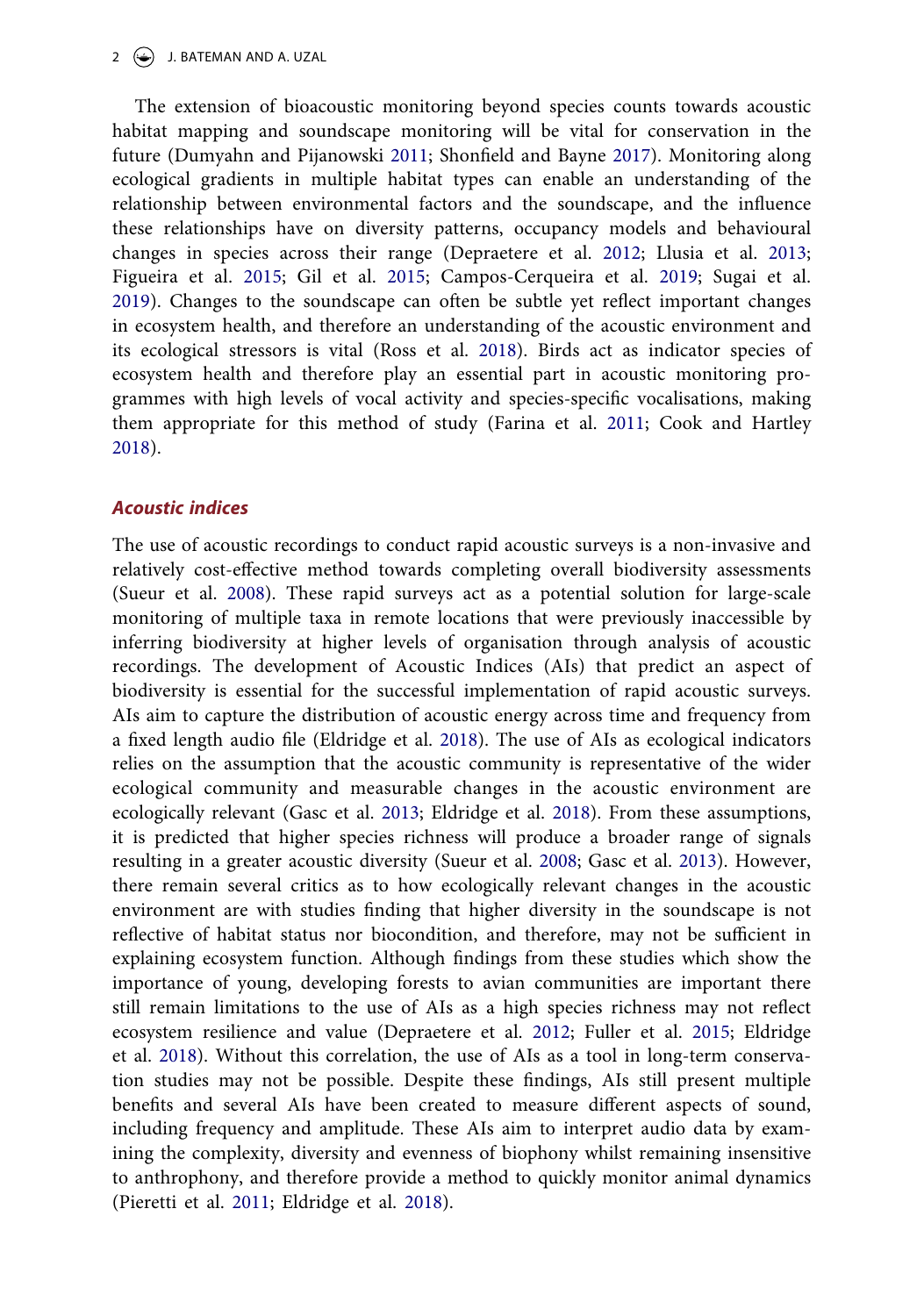The extension of bioacoustic monitoring beyond species counts towards acoustic habitat mapping and soundscape monitoring will be vital for conservation in the future (Dumyahn and Pijanowski 2011; Shonfield and Bayne 2017). Monitoring along ecological gradients in multiple habitat types can enable an understanding of the relationship between environmental factors and the soundscape, and the influence these relationships have on diversity patterns, occupancy models and behavioural changes in species across their range (Depraetere et al. 2012; Llusia et al. 2013; Figueira et al. 2015; Gil et al. 2015; Campos-Cerqueira et al. 2019; Sugai et al. 2019). Changes to the soundscape can often be subtle yet reflect important changes in ecosystem health, and therefore an understanding of the acoustic environment and its ecological stressors is vital (Ross et al. 2018). Birds act as indicator species of ecosystem health and therefore play an essential part in acoustic monitoring programmes with high levels of vocal activity and species-specific vocalisations, making them appropriate for this method of study (Farina et al. 2011; Cook and Hartley 2018).

### *Acoustic indices*

The use of acoustic recordings to conduct rapid acoustic surveys is a non-invasive and relatively cost-effective method towards completing overall biodiversity assessments (Sueur et al. 2008). These rapid surveys act as a potential solution for large-scale monitoring of multiple taxa in remote locations that were previously inaccessible by inferring biodiversity at higher levels of organisation through analysis of acoustic recordings. The development of Acoustic Indices (AIs) that predict an aspect of biodiversity is essential for the successful implementation of rapid acoustic surveys. AIs aim to capture the distribution of acoustic energy across time and frequency from a fixed length audio file (Eldridge et al. 2018). The use of AIs as ecological indicators relies on the assumption that the acoustic community is representative of the wider ecological community and measurable changes in the acoustic environment are ecologically relevant (Gasc et al. 2013; Eldridge et al. 2018). From these assumptions, it is predicted that higher species richness will produce a broader range of signals resulting in a greater acoustic diversity (Sueur et al. 2008; Gasc et al. 2013). However, there remain several critics as to how ecologically relevant changes in the acoustic environment are with studies finding that higher diversity in the soundscape is not reflective of habitat status nor biocondition, and therefore, may not be sufficient in explaining ecosystem function. Although findings from these studies which show the importance of young, developing forests to avian communities are important there still remain limitations to the use of AIs as a high species richness may not reflect ecosystem resilience and value (Depraetere et al. 2012; Fuller et al. 2015; Eldridge et al. 2018). Without this correlation, the use of AIs as a tool in long-term conservation studies may not be possible. Despite these findings, AIs still present multiple benefits and several AIs have been created to measure different aspects of sound, including frequency and amplitude. These AIs aim to interpret audio data by examining the complexity, diversity and evenness of biophony whilst remaining insensitive to anthrophony, and therefore provide a method to quickly monitor animal dynamics (Pieretti et al. 2011; Eldridge et al. 2018).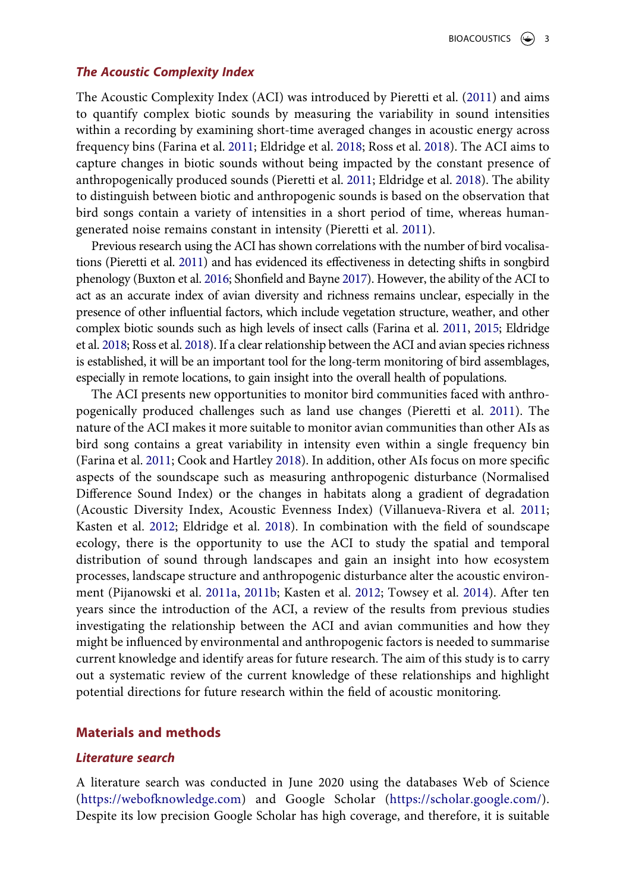### *The Acoustic Complexity Index*

The Acoustic Complexity Index (ACI) was introduced by Pieretti et al. (2011) and aims to quantify complex biotic sounds by measuring the variability in sound intensities within a recording by examining short-time averaged changes in acoustic energy across frequency bins (Farina et al. 2011; Eldridge et al. 2018; Ross et al. 2018). The ACI aims to capture changes in biotic sounds without being impacted by the constant presence of anthropogenically produced sounds (Pieretti et al. 2011; Eldridge et al. 2018). The ability to distinguish between biotic and anthropogenic sounds is based on the observation that bird songs contain a variety of intensities in a short period of time, whereas human-generated noise remains constant in intensity (Pieretti et al. 2011).

Previous research using the ACI has shown correlations with the number of bird vocalisations (Pieretti et al. 2011) and has evidenced its effectiveness in detecting shifts in songbird phenology (Buxton et al. 2016; Shonfield and Bayne 2017). However, the ability of the ACI to act as an accurate index of avian diversity and richness remains unclear, especially in the presence of other influential factors, which include vegetation structure, weather, and other complex biotic sounds such as high levels of insect calls (Farina et al. 2011, 2015; Eldridge et al. 2018; Ross et al. 2018). If a clear relationship between the ACI and avian species richness is established, it will be an important tool for the long-term monitoring of bird assemblages, especially in remote locations, to gain insight into the overall health of populations.

The ACI presents new opportunities to monitor bird communities faced with anthropogenically produced challenges such as land use changes (Pieretti et al. 2011). The nature of the ACI makes it more suitable to monitor avian communities than other AIs as bird song contains a great variability in intensity even within a single frequency bin (Farina et al. 2011; Cook and Hartley 2018). In addition, other AIs focus on more specific aspects of the soundscape such as measuring anthropogenic disturbance (Normalised Difference Sound Index) or the changes in habitats along a gradient of degradation (Acoustic Diversity Index, Acoustic Evenness Index) (Villanueva-Rivera et al. 2011; Kasten et al. 2012; Eldridge et al. 2018). In combination with the field of soundscape ecology, there is the opportunity to use the ACI to study the spatial and temporal distribution of sound through landscapes and gain an insight into how ecosystem processes, landscape structure and anthropogenic disturbance alter the acoustic environment (Pijanowski et al. 2011a, 2011b; Kasten et al. 2012; Towsey et al. 2014). After ten years since the introduction of the ACI, a review of the results from previous studies investigating the relationship between the ACI and avian communities and how they might be influenced by environmental and anthropogenic factors is needed to summarise current knowledge and identify areas for future research. The aim of this study is to carry out a systematic review of the current knowledge of these relationships and highlight potential directions for future research within the field of acoustic monitoring.

## Materials and methods

### *Literature search*

A literature search was conducted in June 2020 using the databases Web of Science (https://webofknowledge.com) and Google Scholar (https://scholar.google.com/). Despite its low precision Google Scholar has high coverage, and therefore, it is suitable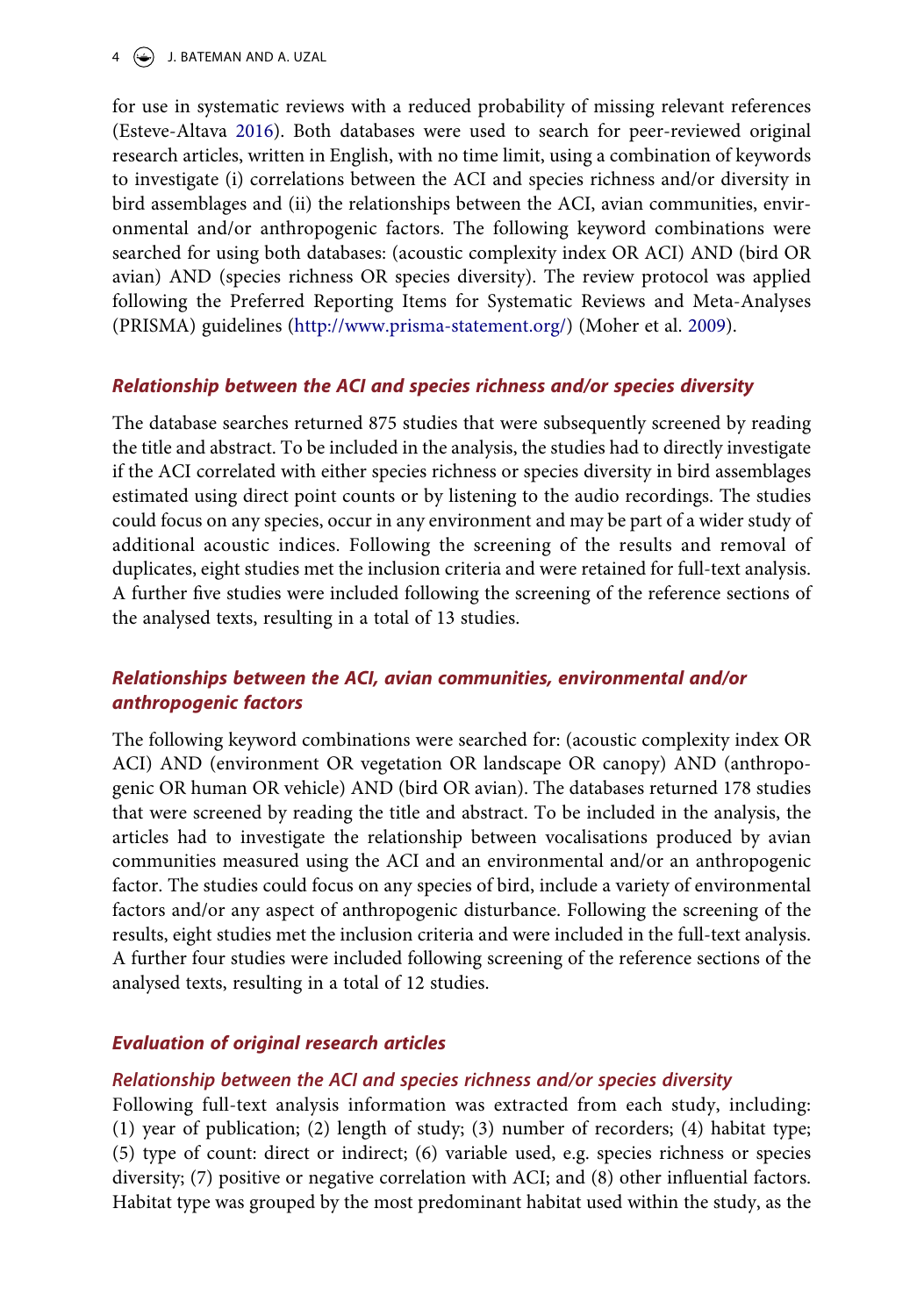for use in systematic reviews with a reduced probability of missing relevant references (Esteve-Altava 2016). Both databases were used to search for peer-reviewed original research articles, written in English, with no time limit, using a combination of keywords to investigate (i) correlations between the ACI and species richness and/or diversity in bird assemblages and (ii) the relationships between the ACI, avian communities, environmental and/or anthropogenic factors. The following keyword combinations were searched for using both databases: (acoustic complexity index OR ACI) AND (bird OR avian) AND (species richness OR species diversity). The review protocol was applied following the Preferred Reporting Items for Systematic Reviews and Meta-Analyses (PRISMA) guidelines (http://www.prisma-statement.org/) (Moher et al. 2009).

### *Relationship between the ACI and species richness and/or species diversity*

The database searches returned 875 studies that were subsequently screened by reading the title and abstract. To be included in the analysis, the studies had to directly investigate if the ACI correlated with either species richness or species diversity in bird assemblages estimated using direct point counts or by listening to the audio recordings. The studies could focus on any species, occur in any environment and may be part of a wider study of additional acoustic indices. Following the screening of the results and removal of duplicates, eight studies met the inclusion criteria and were retained for full-text analysis. A further five studies were included following the screening of the reference sections of the analysed texts, resulting in a total of 13 studies.

### *Relationships between the ACI, avian communities, environmental and/or anthropogenic factors*

The following keyword combinations were searched for: (acoustic complexity index OR ACI) AND (environment OR vegetation OR landscape OR canopy) AND (anthropogenic OR human OR vehicle) AND (bird OR avian). The databases returned 178 studies that were screened by reading the title and abstract. To be included in the analysis, the articles had to investigate the relationship between vocalisations produced by avian communities measured using the ACI and an environmental and/or an anthropogenic factor. The studies could focus on any species of bird, include a variety of environmental factors and/or any aspect of anthropogenic disturbance. Following the screening of the results, eight studies met the inclusion criteria and were included in the full-text analysis. A further four studies were included following screening of the reference sections of the analysed texts, resulting in a total of 12 studies.

### *Evaluation of original research articles*

#### *Relationship between the ACI and species richness and/or species diversity*

Following full-text analysis information was extracted from each study, including: (1) year of publication; (2) length of study; (3) number of recorders; (4) habitat type; (5) type of count: direct or indirect; (6) variable used, e.g. species richness or species diversity; (7) positive or negative correlation with ACI; and (8) other influential factors. Habitat type was grouped by the most predominant habitat used within the study, as the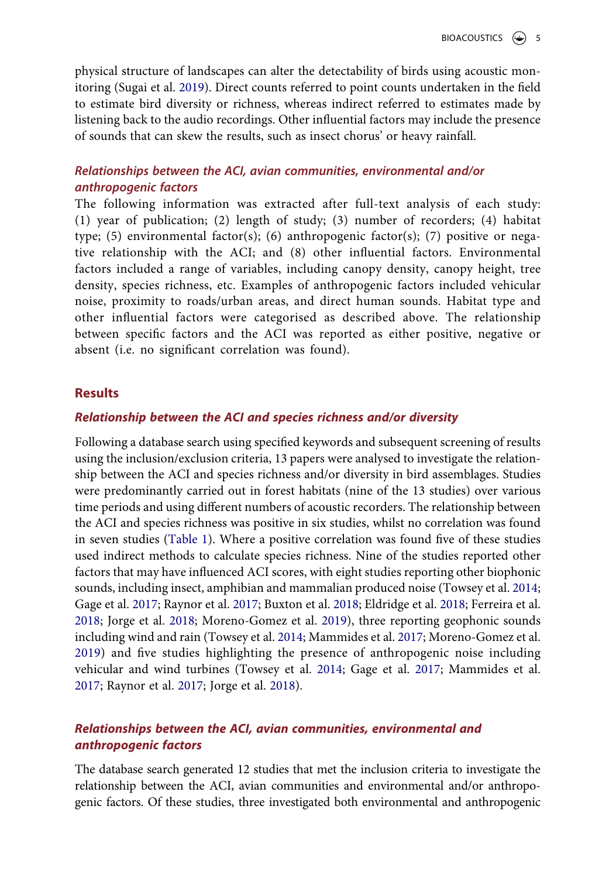physical structure of landscapes can alter the detectability of birds using acoustic monitoring (Sugai et al. 2019). Direct counts referred to point counts undertaken in the field to estimate bird diversity or richness, whereas indirect referred to estimates made by listening back to the audio recordings. Other influential factors may include the presence of sounds that can skew the results, such as insect chorus' or heavy rainfall.

### *Relationships between the ACI, avian communities, environmental and/or anthropogenic factors*

The following information was extracted after full-text analysis of each study: (1) year of publication; (2) length of study; (3) number of recorders; (4) habitat type; (5) environmental factor(s); (6) anthropogenic factor(s); (7) positive or negative relationship with the ACI; and (8) other influential factors. Environmental factors included a range of variables, including canopy density, canopy height, tree density, species richness, etc. Examples of anthropogenic factors included vehicular noise, proximity to roads/urban areas, and direct human sounds. Habitat type and other influential factors were categorised as described above. The relationship between specific factors and the ACI was reported as either positive, negative or absent (i.e. no significant correlation was found).

## Results

### *Relationship between the ACI and species richness and/or diversity*

Following a database search using specified keywords and subsequent screening of results using the inclusion/exclusion criteria, 13 papers were analysed to investigate the relationship between the ACI and species richness and/or diversity in bird assemblages. Studies were predominantly carried out in forest habitats (nine of the 13 studies) over various time periods and using different numbers of acoustic recorders. The relationship between the ACI and species richness was positive in six studies, whilst no correlation was found in seven studies (Table 1). Where a positive correlation was found five of these studies used indirect methods to calculate species richness. Nine of the studies reported other factors that may have influenced ACI scores, with eight studies reporting other biophonic sounds, including insect, amphibian and mammalian produced noise (Towsey et al. 2014; Gage et al. 2017; Raynor et al. 2017; Buxton et al. 2018; Eldridge et al. 2018; Ferreira et al. 2018; Jorge et al. 2018; Moreno-Gomez et al. 2019), three reporting geophonic sounds including wind and rain (Towsey et al. 2014; Mammides et al. 2017; Moreno-Gomez et al. 2019) and five studies highlighting the presence of anthropogenic noise including vehicular and wind turbines (Towsey et al. 2014; Gage et al. 2017; Mammides et al. 2017; Raynor et al. 2017; Jorge et al. 2018).

### *Relationships between the ACI, avian communities, environmental and anthropogenic factors*

The database search generated 12 studies that met the inclusion criteria to investigate the relationship between the ACI, avian communities and environmental and/or anthropogenic factors. Of these studies, three investigated both environmental and anthropogenic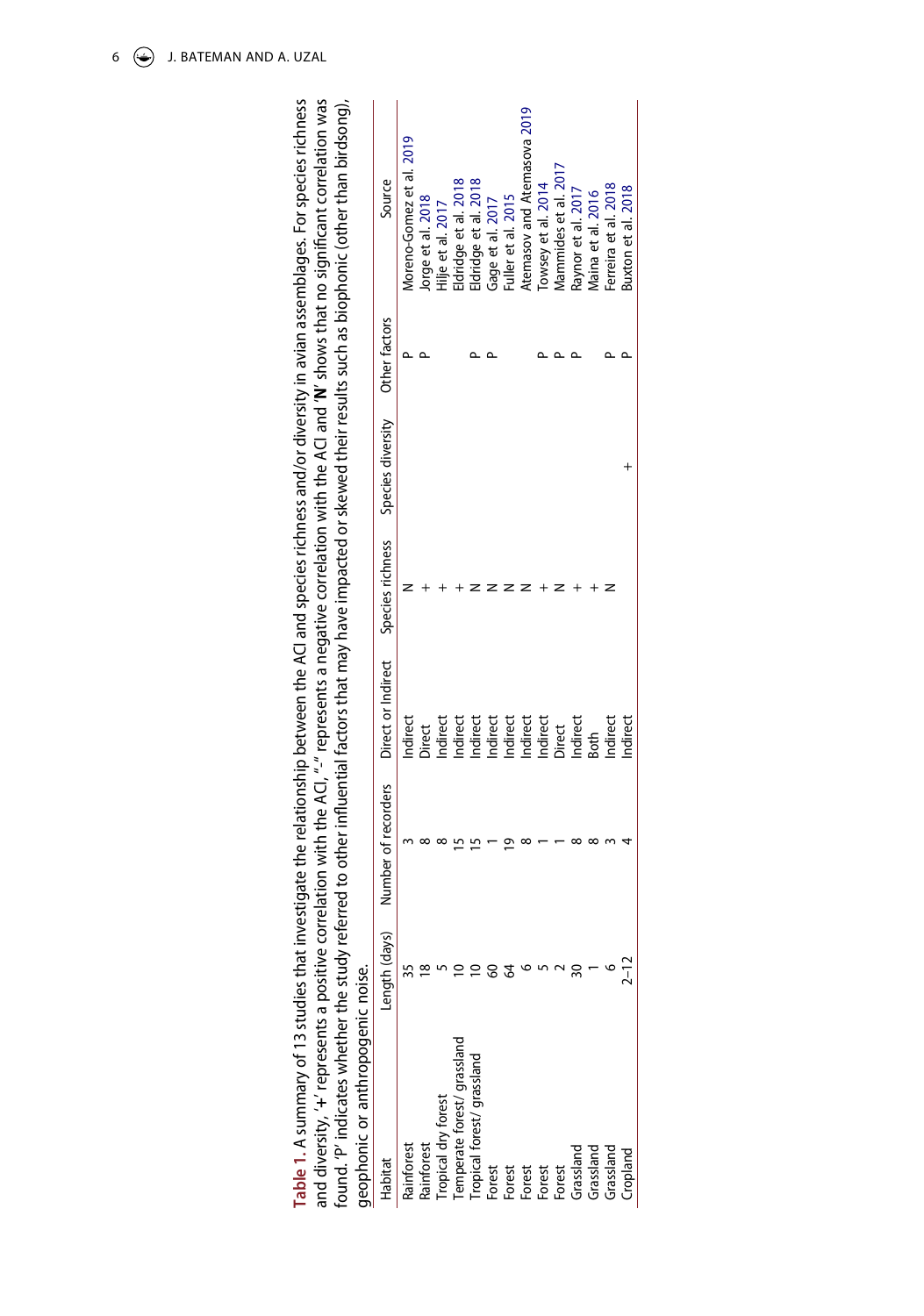**Table 1.** A summary of 13 studies that investigate the relationship between the ACI and species richness and/or diversity in avian assemblages. For species richness and diversity, '+' represents a positive correlation with the ACI, "-" represents a negative correlation with the ACI and '**N**' shows that no significant correlation was found. 'P' indicates whether the study referred to other influential factors that may have impacted or skewed their results such as biophonic (other than birdsong), geophonic or anthropogenic noise.

| Habitat | Length (days) | Number of recorders | Direct or Indirect | Species richness | Species diversity | Other factors | Source |
|---|---|---|---|---|---|---|---|
| Rainforest | 35 | 3 | Indirect | N | | P | Moreno-Gomez et al. 2019 |
| Rainforest | 18 | 8 | Direct | + | | P | Jorge et al. 2018 |
| Tropical dry forest | 5 | 8 | Indirect | + | | | Hilje et al. 2017 |
| Temperate forest/ grassland | 10 | 15 | Indirect | + | | | Eldridge et al. 2018 |
| Tropical forest/ grassland | 10 | 15 | Indirect | N | | P | Eldridge et al. 2018 |
| Forest | 60 | 1 | Indirect | N | | P | Gage et al. 2017 |
| Forest | 64 | 19 | Indirect | N | | | Fuller et al. 2015 |
| Forest | 6 | 8 | Indirect | N | | | Atemasov and Atemasova 2019 |
| Forest | 5 | 1 | Indirect | + | | P | Towsey et al. 2014 |
| Forest | 2 | 1 | Direct | N | | P | Mammides et al. 2017 |
| Grassland | 30 | 8 | Indirect | + | | P | Raynor et al. 2017 |
| Grassland | 1 | 8 | Both | + | | | Maina et al. 2016 |
| Grassland | 6 | 3 | Indirect | N | | P | Ferreira et al. 2018 |
| Cropland | 2–12 | 4 | Indirect | | + | P | Buxton et al. 2018 |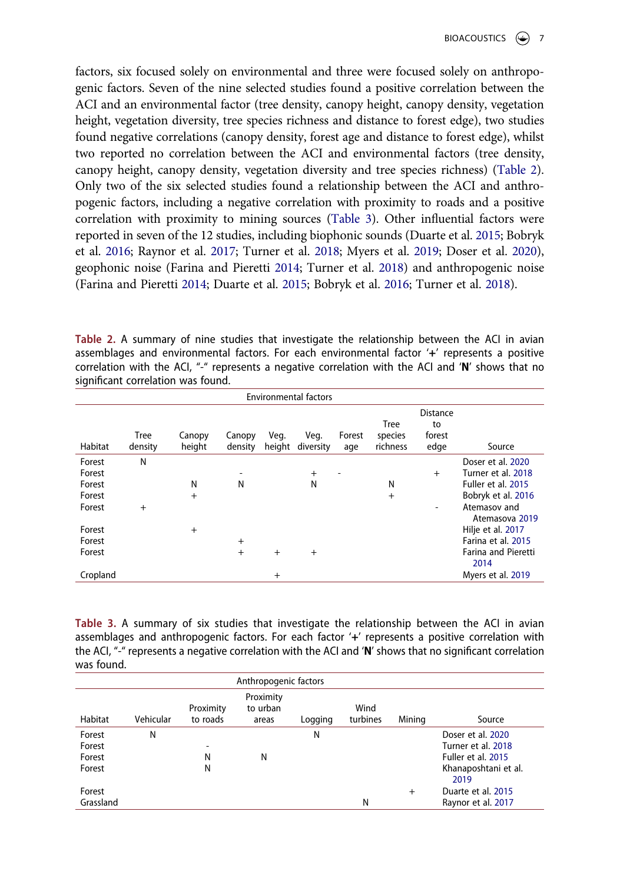factors, six focused solely on environmental and three were focused solely on anthropogenic factors. Seven of the nine selected studies found a positive correlation between the ACI and an environmental factor (tree density, canopy height, canopy density, vegetation height, vegetation diversity, tree species richness and distance to forest edge), two studies found negative correlations (canopy density, forest age and distance to forest edge), whilst two reported no correlation between the ACI and environmental factors (tree density, canopy height, canopy density, vegetation diversity and tree species richness) (Table 2). Only two of the six selected studies found a relationship between the ACI and anthropogenic factors, including a negative correlation with proximity to roads and a positive correlation with proximity to mining sources (Table 3). Other influential factors were reported in seven of the 12 studies, including biophonic sounds (Duarte et al. 2015; Bobryk et al. 2016; Raynor et al. 2017; Turner et al. 2018; Myers et al. 2019; Doser et al. 2020), geophonic noise (Farina and Pieretti 2014; Turner et al. 2018) and anthropogenic noise (Farina and Pieretti 2014; Duarte et al. 2015; Bobryk et al. 2016; Turner et al. 2018).

**Table 2.** A summary of nine studies that investigate the relationship between the ACI in avian assemblages and environmental factors. For each environmental factor '**+**' represents a positive correlation with the ACI, "-" represents a negative correlation with the ACI and '**N**' shows that no significant correlation was found.

| | Environmental factors | | | | | | | | |
|---|---|---|---|---|---|---|---|---|---|
| Habitat | Tree density | Canopy height | Canopy density | Veg. height | Veg. diversity | Forest age | Tree species richness | Distance to forest edge | Source |
| Forest | N | | | | | | | | Doser et al. 2020 |
| Forest | | | - | | + | - | | + | Turner et al. 2018 |
| Forest | | N | N | | N | | N | | Fuller et al. 2015 |
| Forest | | + | | | | | + | | Bobryk et al. 2016 |
| Forest | + | | | | | | | - | Atemasov and Atemasova 2019 |
| Forest | | + | | | | | | | Hilje et al. 2017 |
| Forest | | | + | | | | | | Farina et al. 2015 |
| Forest | | | + | + | + | | | | Farina and Pieretti 2014 |
| Cropland | | | | + | | | | | Myers et al. 2019 |

**Table 3.** A summary of six studies that investigate the relationship between the ACI in avian assemblages and anthropogenic factors. For each factor '**+**' represents a positive correlation with the ACI, "-" represents a negative correlation with the ACI and '**N**' shows that no significant correlation was found.

| | Anthropogenic factors | | | | | | |
|---|---|---|---|---|---|---|---|
| Habitat | Vehicular | Proximity to roads | Proximity to urban areas | Logging | Wind turbines | Mining | Source |
| Forest | N | | | N | | | Doser et al. 2020 |
| Forest | | - | | | | | Turner et al. 2018 |
| Forest | | N | N | | | | Fuller et al. 2015 |
| Forest | | N | | | | | Khanaposhtani et al. 2019 |
| Forest | | | | | | + | Duarte et al. 2015 |
| Grassland | | | | | N | | Raynor et al. 2017 |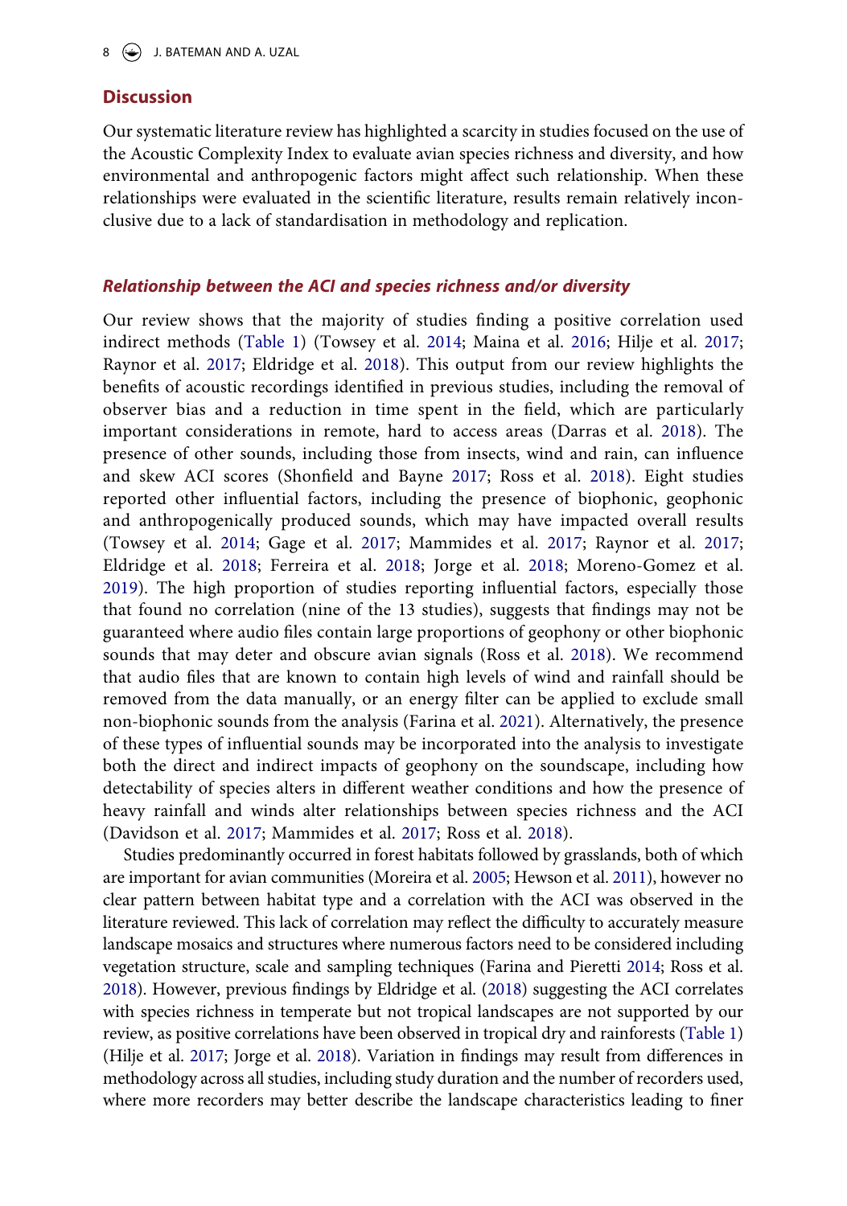## Discussion

Our systematic literature review has highlighted a scarcity in studies focused on the use of the Acoustic Complexity Index to evaluate avian species richness and diversity, and how environmental and anthropogenic factors might affect such relationship. When these relationships were evaluated in the scientific literature, results remain relatively inconclusive due to a lack of standardisation in methodology and replication.

### *Relationship between the ACI and species richness and/or diversity*

Our review shows that the majority of studies finding a positive correlation used indirect methods (Table 1) (Towsey et al. 2014; Maina et al. 2016; Hilje et al. 2017; Raynor et al. 2017; Eldridge et al. 2018). This output from our review highlights the benefits of acoustic recordings identified in previous studies, including the removal of observer bias and a reduction in time spent in the field, which are particularly important considerations in remote, hard to access areas (Darras et al. 2018). The presence of other sounds, including those from insects, wind and rain, can influence and skew ACI scores (Shonfield and Bayne 2017; Ross et al. 2018). Eight studies reported other influential factors, including the presence of biophonic, geophonic and anthropogenically produced sounds, which may have impacted overall results (Towsey et al. 2014; Gage et al. 2017; Mammides et al. 2017; Raynor et al. 2017; Eldridge et al. 2018; Ferreira et al. 2018; Jorge et al. 2018; Moreno-Gomez et al. 2019). The high proportion of studies reporting influential factors, especially those that found no correlation (nine of the 13 studies), suggests that findings may not be guaranteed where audio files contain large proportions of geophony or other biophonic sounds that may deter and obscure avian signals (Ross et al. 2018). We recommend that audio files that are known to contain high levels of wind and rainfall should be removed from the data manually, or an energy filter can be applied to exclude small non-biophonic sounds from the analysis (Farina et al. 2021). Alternatively, the presence of these types of influential sounds may be incorporated into the analysis to investigate both the direct and indirect impacts of geophony on the soundscape, including how detectability of species alters in different weather conditions and how the presence of heavy rainfall and winds alter relationships between species richness and the ACI (Davidson et al. 2017; Mammides et al. 2017; Ross et al. 2018).

Studies predominantly occurred in forest habitats followed by grasslands, both of which are important for avian communities (Moreira et al. 2005; Hewson et al. 2011), however no clear pattern between habitat type and a correlation with the ACI was observed in the literature reviewed. This lack of correlation may reflect the difficulty to accurately measure landscape mosaics and structures where numerous factors need to be considered including vegetation structure, scale and sampling techniques (Farina and Pieretti 2014; Ross et al. 2018). However, previous findings by Eldridge et al. (2018) suggesting the ACI correlates with species richness in temperate but not tropical landscapes are not supported by our review, as positive correlations have been observed in tropical dry and rainforests (Table 1) (Hilje et al. 2017; Jorge et al. 2018). Variation in findings may result from differences in methodology across all studies, including study duration and the number of recorders used, where more recorders may better describe the landscape characteristics leading to finer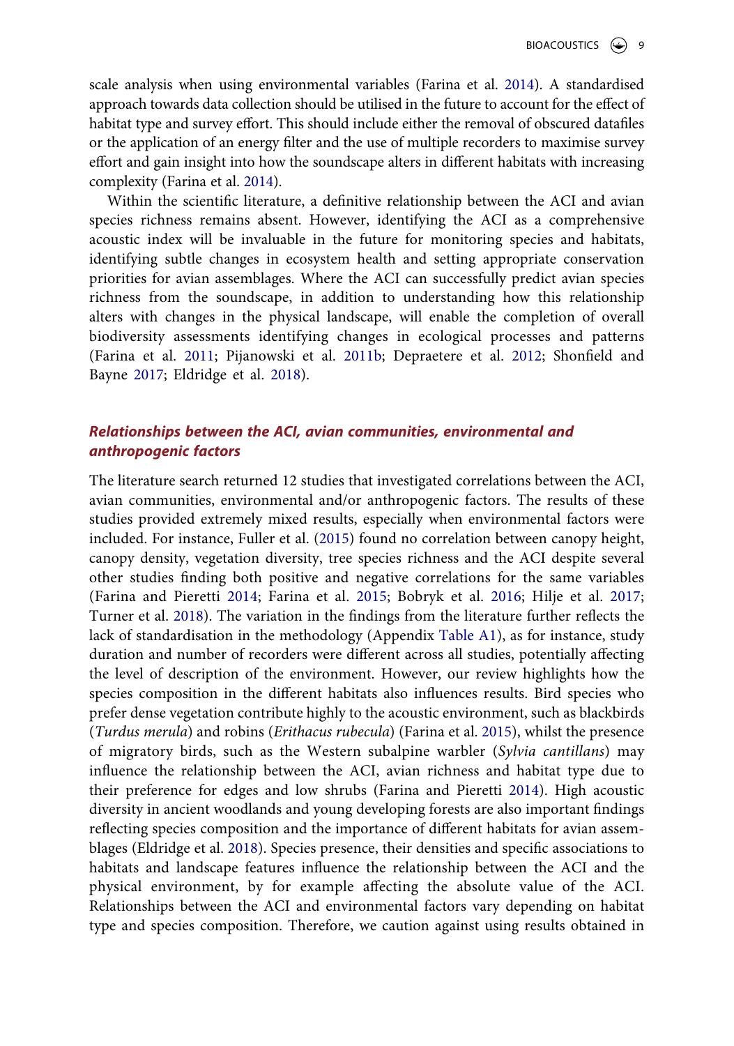scale analysis when using environmental variables (Farina et al. 2014). A standardised approach towards data collection should be utilised in the future to account for the effect of habitat type and survey effort. This should include either the removal of obscured datafiles or the application of an energy filter and the use of multiple recorders to maximise survey effort and gain insight into how the soundscape alters in different habitats with increasing complexity (Farina et al. 2014).

Within the scientific literature, a definitive relationship between the ACI and avian species richness remains absent. However, identifying the ACI as a comprehensive acoustic index will be invaluable in the future for monitoring species and habitats, identifying subtle changes in ecosystem health and setting appropriate conservation priorities for avian assemblages. Where the ACI can successfully predict avian species richness from the soundscape, in addition to understanding how this relationship alters with changes in the physical landscape, will enable the completion of overall biodiversity assessments identifying changes in ecological processes and patterns (Farina et al. 2011; Pijanowski et al. 2011b; Depraetere et al. 2012; Shonfield and Bayne 2017; Eldridge et al. 2018).

### *Relationships between the ACI, avian communities, environmental and anthropogenic factors*

The literature search returned 12 studies that investigated correlations between the ACI, avian communities, environmental and/or anthropogenic factors. The results of these studies provided extremely mixed results, especially when environmental factors were included. For instance, Fuller et al. (2015) found no correlation between canopy height, canopy density, vegetation diversity, tree species richness and the ACI despite several other studies finding both positive and negative correlations for the same variables (Farina and Pieretti 2014; Farina et al. 2015; Bobryk et al. 2016; Hilje et al. 2017; Turner et al. 2018). The variation in the findings from the literature further reflects the lack of standardisation in the methodology (Appendix Table A1), as for instance, study duration and number of recorders were different across all studies, potentially affecting the level of description of the environment. However, our review highlights how the species composition in the different habitats also influences results. Bird species who prefer dense vegetation contribute highly to the acoustic environment, such as blackbirds (*Turdus merula*) and robins (*Erithacus rubecula*) (Farina et al. 2015), whilst the presence of migratory birds, such as the Western subalpine warbler (*Sylvia cantillans*) may influence the relationship between the ACI, avian richness and habitat type due to their preference for edges and low shrubs (Farina and Pieretti 2014). High acoustic diversity in ancient woodlands and young developing forests are also important findings reflecting species composition and the importance of different habitats for avian assemblages (Eldridge et al. 2018). Species presence, their densities and specific associations to habitats and landscape features influence the relationship between the ACI and the physical environment, by for example affecting the absolute value of the ACI. Relationships between the ACI and environmental factors vary depending on habitat type and species composition. Therefore, we caution against using results obtained in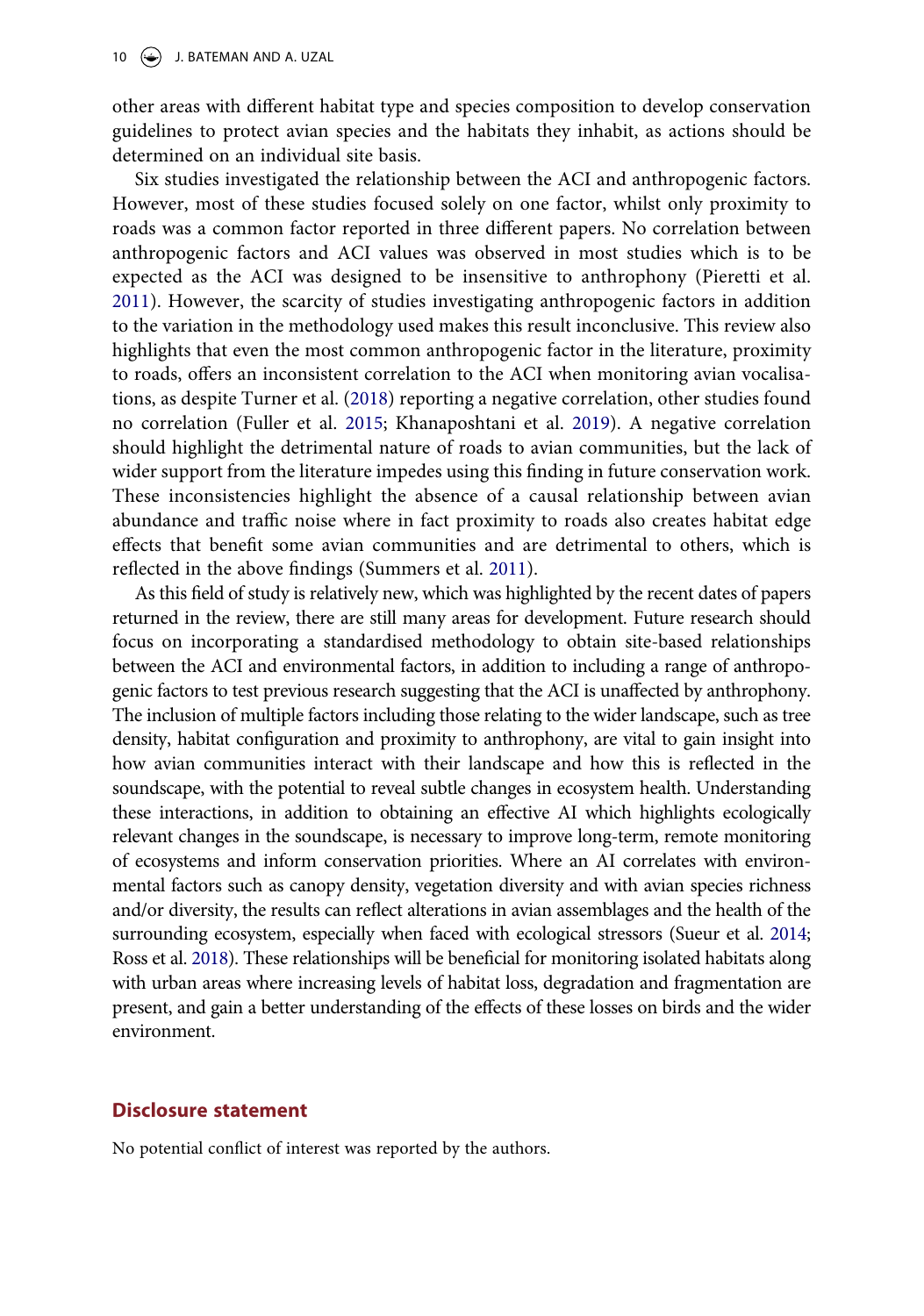other areas with different habitat type and species composition to develop conservation guidelines to protect avian species and the habitats they inhabit, as actions should be determined on an individual site basis.

Six studies investigated the relationship between the ACI and anthropogenic factors. However, most of these studies focused solely on one factor, whilst only proximity to roads was a common factor reported in three different papers. No correlation between anthropogenic factors and ACI values was observed in most studies which is to be expected as the ACI was designed to be insensitive to anthrophony (Pieretti et al. 2011). However, the scarcity of studies investigating anthropogenic factors in addition to the variation in the methodology used makes this result inconclusive. This review also highlights that even the most common anthropogenic factor in the literature, proximity to roads, offers an inconsistent correlation to the ACI when monitoring avian vocalisations, as despite Turner et al. (2018) reporting a negative correlation, other studies found no correlation (Fuller et al. 2015; Khanaposhtani et al. 2019). A negative correlation should highlight the detrimental nature of roads to avian communities, but the lack of wider support from the literature impedes using this finding in future conservation work. These inconsistencies highlight the absence of a causal relationship between avian abundance and traffic noise where in fact proximity to roads also creates habitat edge effects that benefit some avian communities and are detrimental to others, which is reflected in the above findings (Summers et al. 2011).

As this field of study is relatively new, which was highlighted by the recent dates of papers returned in the review, there are still many areas for development. Future research should focus on incorporating a standardised methodology to obtain site-based relationships between the ACI and environmental factors, in addition to including a range of anthropogenic factors to test previous research suggesting that the ACI is unaffected by anthrophony. The inclusion of multiple factors including those relating to the wider landscape, such as tree density, habitat configuration and proximity to anthrophony, are vital to gain insight into how avian communities interact with their landscape and how this is reflected in the soundscape, with the potential to reveal subtle changes in ecosystem health. Understanding these interactions, in addition to obtaining an effective AI which highlights ecologically relevant changes in the soundscape, is necessary to improve long-term, remote monitoring of ecosystems and inform conservation priorities. Where an AI correlates with environmental factors such as canopy density, vegetation diversity and with avian species richness and/or diversity, the results can reflect alterations in avian assemblages and the health of the surrounding ecosystem, especially when faced with ecological stressors (Sueur et al. 2014; Ross et al. 2018). These relationships will be beneficial for monitoring isolated habitats along with urban areas where increasing levels of habitat loss, degradation and fragmentation are present, and gain a better understanding of the effects of these losses on birds and the wider environment.

## Disclosure statement

No potential conflict of interest was reported by the authors.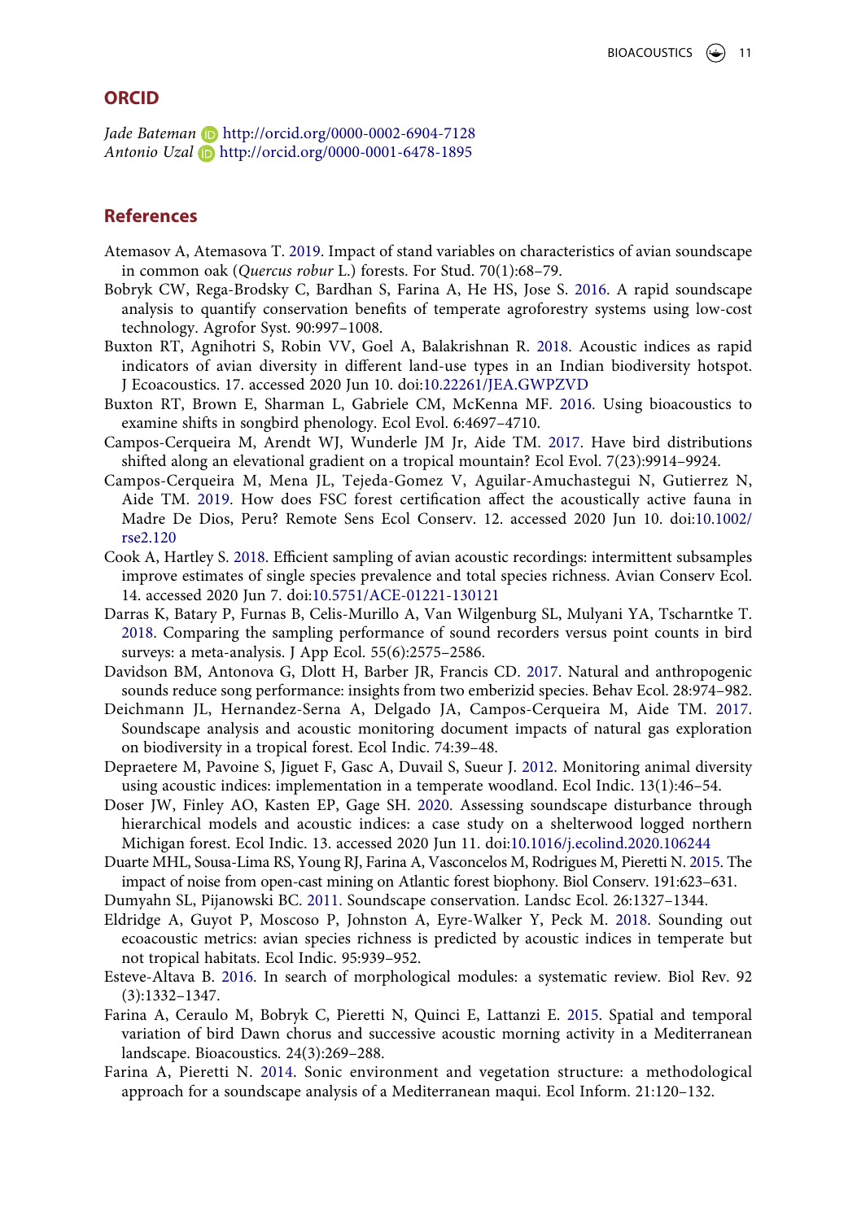## ORCID

*Jade Bateman* http://orcid.org/0000-0002-6904-7128
*Antonio Uzal* http://orcid.org/0000-0001-6478-1895

## References

Atemasov A, Atemasova T. 2019. Impact of stand variables on characteristics of avian soundscape in common oak (*Quercus robur* L.) forests. For Stud. 70(1):68–79.

Bobryk CW, Rega-Brodsky C, Bardhan S, Farina A, He HS, Jose S. 2016. A rapid soundscape analysis to quantify conservation benefits of temperate agroforestry systems using low-cost technology. Agrofor Syst. 90:997–1008.

Buxton RT, Agnihotri S, Robin VV, Goel A, Balakrishnan R. 2018. Acoustic indices as rapid indicators of avian diversity in different land-use types in an Indian biodiversity hotspot. J Ecoacoustics. 17. accessed 2020 Jun 10. doi:10.22261/JEA.GWPZVD

Buxton RT, Brown E, Sharman L, Gabriele CM, McKenna MF. 2016. Using bioacoustics to examine shifts in songbird phenology. Ecol Evol. 6:4697–4710.

Campos-Cerqueira M, Arendt WJ, Wunderle JM Jr, Aide TM. 2017. Have bird distributions shifted along an elevational gradient on a tropical mountain? Ecol Evol. 7(23):9914–9924.

Campos-Cerqueira M, Mena JL, Tejeda-Gomez V, Aguilar-Amuchastegui N, Gutierrez N, Aide TM. 2019. How does FSC forest certification affect the acoustically active fauna in Madre De Dios, Peru? Remote Sens Ecol Conserv. 12. accessed 2020 Jun 10. doi:10.1002/rse2.120

Cook A, Hartley S. 2018. Efficient sampling of avian acoustic recordings: intermittent subsamples improve estimates of single species prevalence and total species richness. Avian Conserv Ecol. 14. accessed 2020 Jun 7. doi:10.5751/ACE-01221-130121

Darras K, Batary P, Furnas B, Celis-Murillo A, Van Wilgenburg SL, Mulyani YA, Tscharntke T. 2018. Comparing the sampling performance of sound recorders versus point counts in bird surveys: a meta-analysis. J App Ecol. 55(6):2575–2586.

Davidson BM, Antonova G, Dlott H, Barber JR, Francis CD. 2017. Natural and anthropogenic sounds reduce song performance: insights from two emberizid species. Behav Ecol. 28:974–982.

Deichmann JL, Hernandez-Serna A, Delgado JA, Campos-Cerqueira M, Aide TM. 2017. Soundscape analysis and acoustic monitoring document impacts of natural gas exploration on biodiversity in a tropical forest. Ecol Indic. 74:39–48.

Depraetere M, Pavoine S, Jiguet F, Gasc A, Duvail S, Sueur J. 2012. Monitoring animal diversity using acoustic indices: implementation in a temperate woodland. Ecol Indic. 13(1):46–54.

Doser JW, Finley AO, Kasten EP, Gage SH. 2020. Assessing soundscape disturbance through hierarchical models and acoustic indices: a case study on a shelterwood logged northern Michigan forest. Ecol Indic. 13. accessed 2020 Jun 11. doi:10.1016/j.ecolind.2020.106244

Duarte MHL, Sousa-Lima RS, Young RJ, Farina A, Vasconcelos M, Rodrigues M, Pieretti N. 2015. The impact of noise from open-cast mining on Atlantic forest biophony. Biol Conserv. 191:623–631.

Dumyahn SL, Pijanowski BC. 2011. Soundscape conservation. Landsc Ecol. 26:1327–1344.

Eldridge A, Guyot P, Moscoso P, Johnston A, Eyre-Walker Y, Peck M. 2018. Sounding out ecoacoustic metrics: avian species richness is predicted by acoustic indices in temperate but not tropical habitats. Ecol Indic. 95:939–952.

Esteve-Altava B. 2016. In search of morphological modules: a systematic review. Biol Rev. 92 (3):1332–1347.

Farina A, Ceraulo M, Bobryk C, Pieretti N, Quinci E, Lattanzi E. 2015. Spatial and temporal variation of bird Dawn chorus and successive acoustic morning activity in a Mediterranean landscape. Bioacoustics. 24(3):269–288.

Farina A, Pieretti N. 2014. Sonic environment and vegetation structure: a methodological approach for a soundscape analysis of a Mediterranean maqui. Ecol Inform. 21:120–132.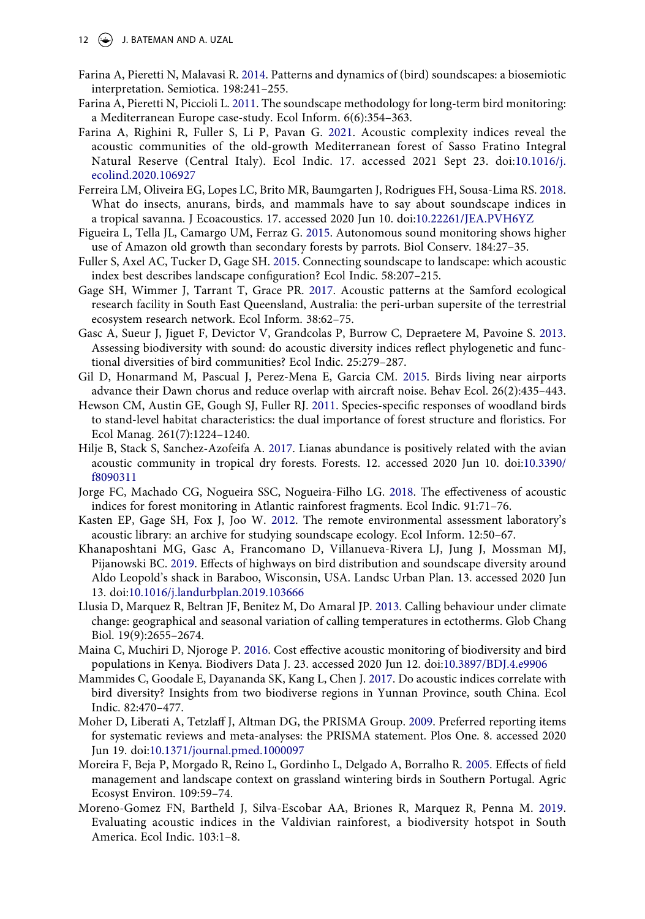Farina A, Pieretti N, Malavasi R. 2014. Patterns and dynamics of (bird) soundscapes: a biosemiotic interpretation. Semiotica. 198:241–255.

Farina A, Pieretti N, Piccioli L. 2011. The soundscape methodology for long-term bird monitoring: a Mediterranean Europe case-study. Ecol Inform. 6(6):354–363.

Farina A, Righini R, Fuller S, Li P, Pavan G. 2021. Acoustic complexity indices reveal the acoustic communities of the old-growth Mediterranean forest of Sasso Fratino Integral Natural Reserve (Central Italy). Ecol Indic. 17. accessed 2021 Sept 23. doi:10.1016/j.ecolind.2020.106927

Ferreira LM, Oliveira EG, Lopes LC, Brito MR, Baumgarten J, Rodrigues FH, Sousa-Lima RS. 2018. What do insects, anurans, birds, and mammals have to say about soundscape indices in a tropical savanna. J Ecoacoustics. 17. accessed 2020 Jun 10. doi:10.22261/JEA.PVH6YZ

Figueira L, Tella JL, Camargo UM, Ferraz G. 2015. Autonomous sound monitoring shows higher use of Amazon old growth than secondary forests by parrots. Biol Conserv. 184:27–35.

Fuller S, Axel AC, Tucker D, Gage SH. 2015. Connecting soundscape to landscape: which acoustic index best describes landscape configuration? Ecol Indic. 58:207–215.

Gage SH, Wimmer J, Tarrant T, Grace PR. 2017. Acoustic patterns at the Samford ecological research facility in South East Queensland, Australia: the peri-urban supersite of the terrestrial ecosystem research network. Ecol Inform. 38:62–75.

Gasc A, Sueur J, Jiguet F, Devictor V, Grandcolas P, Burrow C, Depraetere M, Pavoine S. 2013. Assessing biodiversity with sound: do acoustic diversity indices reflect phylogenetic and functional diversities of bird communities? Ecol Indic. 25:279–287.

Gil D, Honarmand M, Pascual J, Perez-Mena E, Garcia CM. 2015. Birds living near airports advance their Dawn chorus and reduce overlap with aircraft noise. Behav Ecol. 26(2):435–443.

Hewson CM, Austin GE, Gough SJ, Fuller RJ. 2011. Species-specific responses of woodland birds to stand-level habitat characteristics: the dual importance of forest structure and floristics. For Ecol Manag. 261(7):1224–1240.

Hilje B, Stack S, Sanchez-Azofeifa A. 2017. Lianas abundance is positively related with the avian acoustic community in tropical dry forests. Forests. 12. accessed 2020 Jun 10. doi:10.3390/f8090311

Jorge FC, Machado CG, Nogueira SSC, Nogueira-Filho LG. 2018. The effectiveness of acoustic indices for forest monitoring in Atlantic rainforest fragments. Ecol Indic. 91:71–76.

Kasten EP, Gage SH, Fox J, Joo W. 2012. The remote environmental assessment laboratory's acoustic library: an archive for studying soundscape ecology. Ecol Inform. 12:50–67.

Khanaposhtani MG, Gasc A, Francomano D, Villanueva-Rivera LJ, Jung J, Mossman MJ, Pijanowski BC. 2019. Effects of highways on bird distribution and soundscape diversity around Aldo Leopold's shack in Baraboo, Wisconsin, USA. Landsc Urban Plan. 13. accessed 2020 Jun 13. doi:10.1016/j.landurbplan.2019.103666

Llusia D, Marquez R, Beltran JF, Benitez M, Do Amaral JP. 2013. Calling behaviour under climate change: geographical and seasonal variation of calling temperatures in ectotherms. Glob Chang Biol. 19(9):2655–2674.

Maina C, Muchiri D, Njoroge P. 2016. Cost effective acoustic monitoring of biodiversity and bird populations in Kenya. Biodivers Data J. 23. accessed 2020 Jun 12. doi:10.3897/BDJ.4.e9906

Mammides C, Goodale E, Dayananda SK, Kang L, Chen J. 2017. Do acoustic indices correlate with bird diversity? Insights from two biodiverse regions in Yunnan Province, south China. Ecol Indic. 82:470–477.

Moher D, Liberati A, Tetzlaff J, Altman DG, the PRISMA Group. 2009. Preferred reporting items for systematic reviews and meta-analyses: the PRISMA statement. Plos One. 8. accessed 2020 Jun 19. doi:10.1371/journal.pmed.1000097

Moreira F, Beja P, Morgado R, Reino L, Gordinho L, Delgado A, Borralho R. 2005. Effects of field management and landscape context on grassland wintering birds in Southern Portugal. Agric Ecosyst Environ. 109:59–74.

Moreno-Gomez FN, Bartheld J, Silva-Escobar AA, Briones R, Marquez R, Penna M. 2019. Evaluating acoustic indices in the Valdivian rainforest, a biodiversity hotspot in South America. Ecol Indic. 103:1–8.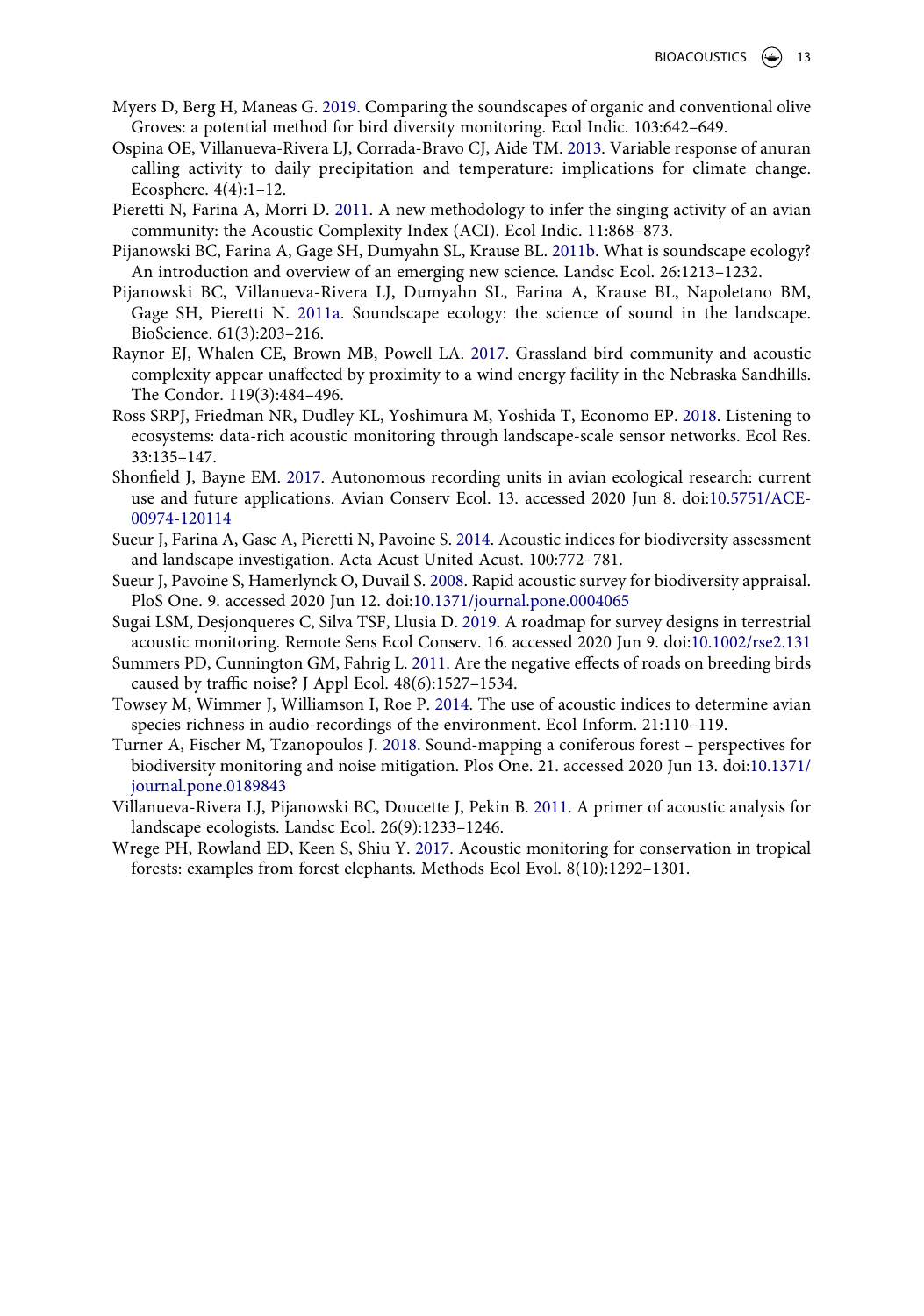Myers D, Berg H, Maneas G. 2019. Comparing the soundscapes of organic and conventional olive Groves: a potential method for bird diversity monitoring. Ecol Indic. 103:642–649.

Ospina OE, Villanueva-Rivera LJ, Corrada-Bravo CJ, Aide TM. 2013. Variable response of anuran calling activity to daily precipitation and temperature: implications for climate change. Ecosphere. 4(4):1–12.

Pieretti N, Farina A, Morri D. 2011. A new methodology to infer the singing activity of an avian community: the Acoustic Complexity Index (ACI). Ecol Indic. 11:868–873.

Pijanowski BC, Farina A, Gage SH, Dumyahn SL, Krause BL. 2011b. What is soundscape ecology? An introduction and overview of an emerging new science. Landsc Ecol. 26:1213–1232.

Pijanowski BC, Villanueva-Rivera LJ, Dumyahn SL, Farina A, Krause BL, Napoletano BM, Gage SH, Pieretti N. 2011a. Soundscape ecology: the science of sound in the landscape. BioScience. 61(3):203–216.

Raynor EJ, Whalen CE, Brown MB, Powell LA. 2017. Grassland bird community and acoustic complexity appear unaffected by proximity to a wind energy facility in the Nebraska Sandhills. The Condor. 119(3):484–496.

Ross SRPJ, Friedman NR, Dudley KL, Yoshimura M, Yoshida T, Economo EP. 2018. Listening to ecosystems: data-rich acoustic monitoring through landscape-scale sensor networks. Ecol Res. 33:135–147.

Shonfield J, Bayne EM. 2017. Autonomous recording units in avian ecological research: current use and future applications. Avian Conserv Ecol. 13. accessed 2020 Jun 8. doi:10.5751/ACE-00974-120114

Sueur J, Farina A, Gasc A, Pieretti N, Pavoine S. 2014. Acoustic indices for biodiversity assessment and landscape investigation. Acta Acust United Acust. 100:772–781.

Sueur J, Pavoine S, Hamerlynck O, Duvail S. 2008. Rapid acoustic survey for biodiversity appraisal. PloS One. 9. accessed 2020 Jun 12. doi:10.1371/journal.pone.0004065

Sugai LSM, Desjonqueres C, Silva TSF, Llusia D. 2019. A roadmap for survey designs in terrestrial acoustic monitoring. Remote Sens Ecol Conserv. 16. accessed 2020 Jun 9. doi:10.1002/rse2.131

Summers PD, Cunnington GM, Fahrig L. 2011. Are the negative effects of roads on breeding birds caused by traffic noise? J Appl Ecol. 48(6):1527–1534.

Towsey M, Wimmer J, Williamson I, Roe P. 2014. The use of acoustic indices to determine avian species richness in audio-recordings of the environment. Ecol Inform. 21:110–119.

Turner A, Fischer M, Tzanopoulos J. 2018. Sound-mapping a coniferous forest – perspectives for biodiversity monitoring and noise mitigation. Plos One. 21. accessed 2020 Jun 13. doi:10.1371/journal.pone.0189843

Villanueva-Rivera LJ, Pijanowski BC, Doucette J, Pekin B. 2011. A primer of acoustic analysis for landscape ecologists. Landsc Ecol. 26(9):1233–1246.

Wrege PH, Rowland ED, Keen S, Shiu Y. 2017. Acoustic monitoring for conservation in tropical forests: examples from forest elephants. Methods Ecol Evol. 8(10):1292–1301.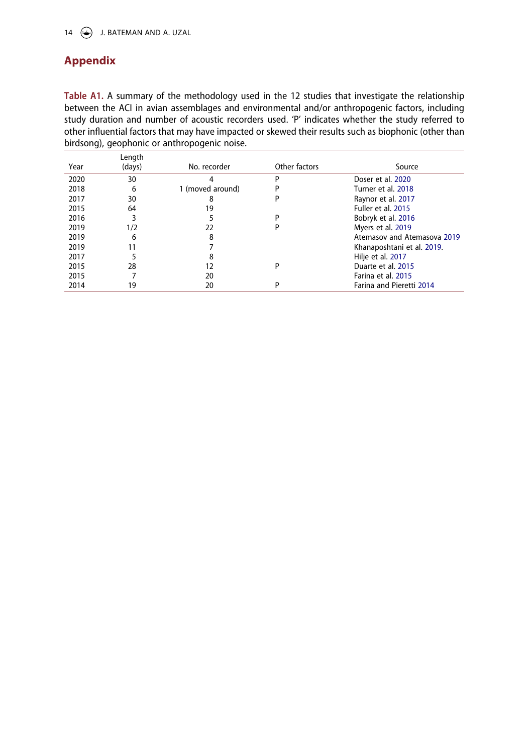## Appendix

**Table A1.** A summary of the methodology used in the 12 studies that investigate the relationship between the ACI in avian assemblages and environmental and/or anthropogenic factors, including study duration and number of acoustic recorders used. 'P' indicates whether the study referred to other influential factors that may have impacted or skewed their results such as biophonic (other than birdsong), geophonic or anthropogenic noise.

| Year | Length (days) | No. recorder | Other factors | Source |
|---|---|---|---|---|
| 2020 | 30 | 4 | P | Doser et al. 2020 |
| 2018 | 6 | 1 (moved around) | P | Turner et al. 2018 |
| 2017 | 30 | 8 | P | Raynor et al. 2017 |
| 2015 | 64 | 19 | | Fuller et al. 2015 |
| 2016 | 3 | 5 | P | Bobryk et al. 2016 |
| 2019 | 1/2 | 22 | P | Myers et al. 2019 |
| 2019 | 6 | 8 | | Atemasov and Atemasova 2019 |
| 2019 | 11 | 7 | | Khanaposhtani et al. 2019. |
| 2017 | 5 | 8 | | Hilje et al. 2017 |
| 2015 | 28 | 12 | P | Duarte et al. 2015 |
| 2015 | 7 | 20 | | Farina et al. 2015 |
| 2014 | 19 | 20 | P | Farina and Pieretti 2014 |